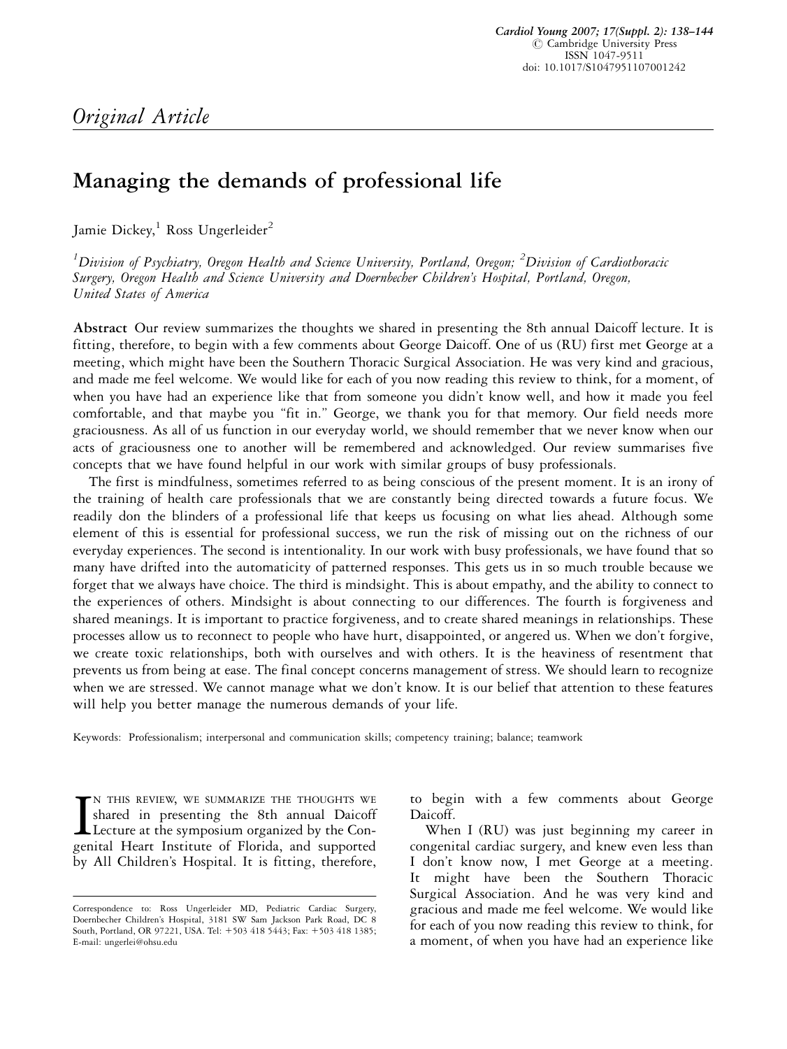*Original Article*

# Managing the demands of professional life

Jamie Dickey,[1] Ross Ungerleider[2]

[1]*Division of Psychiatry, Oregon Health and Science University, Portland, Oregon;* [2]*Division of Cardiothoracic Surgery, Oregon Health and Science University and Doernbecher Children's Hospital, Portland, Oregon, United States of America*

**Abstract** Our review summarizes the thoughts we shared in presenting the 8th annual Daicoff lecture. It is fitting, therefore, to begin with a few comments about George Daicoff. One of us (RU) first met George at a meeting, which might have been the Southern Thoracic Surgical Association. He was very kind and gracious, and made me feel welcome. We would like for each of you now reading this review to think, for a moment, of when you have had an experience like that from someone you didn't know well, and how it made you feel comfortable, and that maybe you "fit in." George, we thank you for that memory. Our field needs more graciousness. As all of us function in our everyday world, we should remember that we never know when our acts of graciousness one to another will be remembered and acknowledged. Our review summarises five concepts that we have found helpful in our work with similar groups of busy professionals.

The first is mindfulness, sometimes referred to as being conscious of the present moment. It is an irony of the training of health care professionals that we are constantly being directed towards a future focus. We readily don the blinders of a professional life that keeps us focusing on what lies ahead. Although some element of this is essential for professional success, we run the risk of missing out on the richness of our everyday experiences. The second is intentionality. In our work with busy professionals, we have found that so many have drifted into the automaticity of patterned responses. This gets us in so much trouble because we forget that we always have choice. The third is mindsight. This is about empathy, and the ability to connect to the experiences of others. Mindsight is about connecting to our differences. The fourth is forgiveness and shared meanings. It is important to practice forgiveness, and to create shared meanings in relationships. These processes allow us to reconnect to people who have hurt, disappointed, or angered us. When we don't forgive, we create toxic relationships, both with ourselves and with others. It is the heaviness of resentment that prevents us from being at ease. The final concept concerns management of stress. We should learn to recognize when we are stressed. We cannot manage what we don't know. It is our belief that attention to these features will help you better manage the numerous demands of your life.

Keywords: Professionalism; interpersonal and communication skills; competency training; balance; teamwork

In this review, we summarize the thoughts we shared in presenting the 8th annual Daicoff Lecture at the symposium organized by the Congenital Heart Institute of Florida, and supported by All Children's Hospital. It is fitting, therefore, to begin with a few comments about George Daicoff.

When I (RU) was just beginning my career in congenital cardiac surgery, and knew even less than I don't know now, I met George at a meeting. It might have been the Southern Thoracic Surgical Association. And he was very kind and gracious and made me feel welcome. We would like for each of you now reading this review to think, for a moment, of when you have had an experience like

Correspondence to: Ross Ungerleider MD, Pediatric Cardiac Surgery, Doernbecher Children's Hospital, 3181 SW Sam Jackson Park Road, DC 8 South, Portland, OR 97221, USA. Tel: +503 418 5443; Fax: +503 418 1385; E-mail: ungerlei@ohsu.edu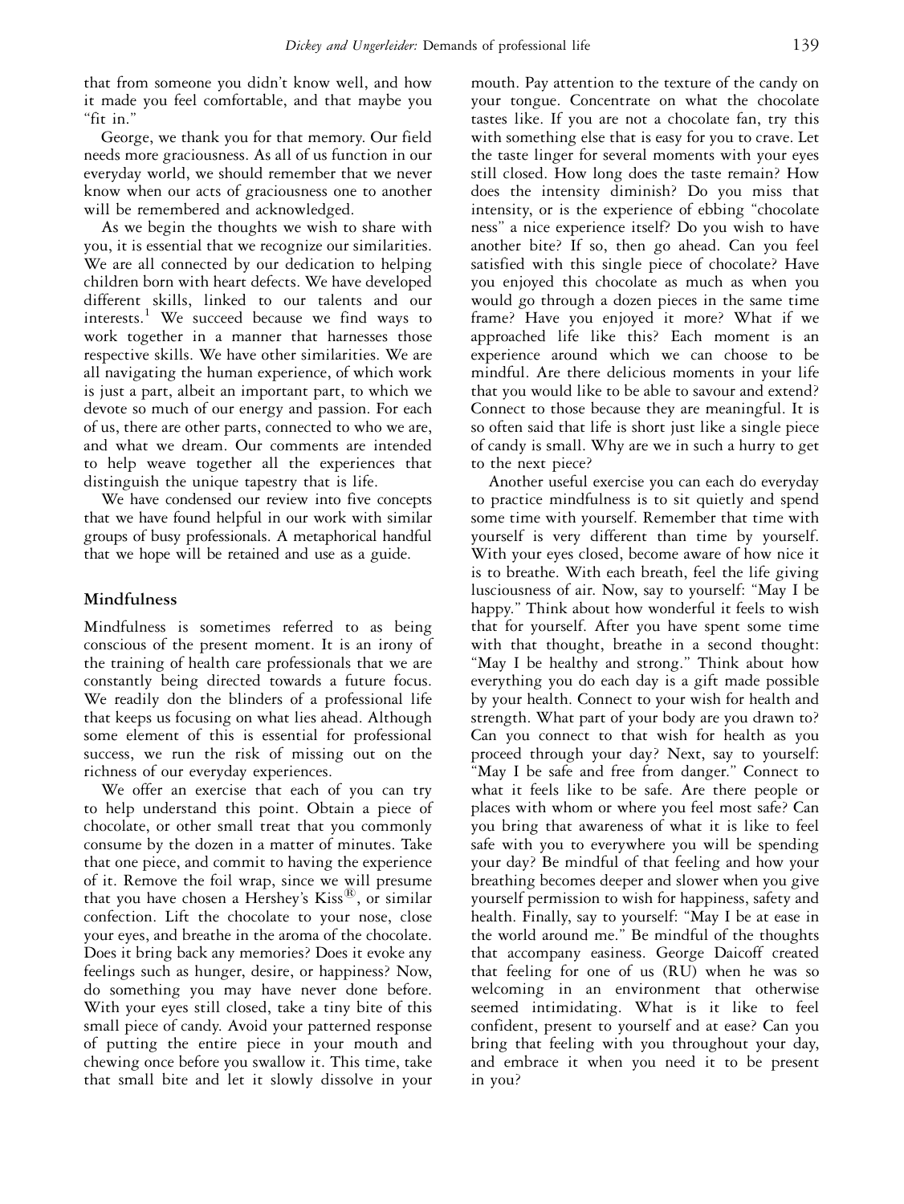that from someone you didn't know well, and how it made you feel comfortable, and that maybe you "fit in."

George, we thank you for that memory. Our field needs more graciousness. As all of us function in our everyday world, we should remember that we never know when our acts of graciousness one to another will be remembered and acknowledged.

As we begin the thoughts we wish to share with you, it is essential that we recognize our similarities. We are all connected by our dedication to helping children born with heart defects. We have developed different skills, linked to our talents and our interests.[1] We succeed because we find ways to work together in a manner that harnesses those respective skills. We have other similarities. We are all navigating the human experience, of which work is just a part, albeit an important part, to which we devote so much of our energy and passion. For each of us, there are other parts, connected to who we are, and what we dream. Our comments are intended to help weave together all the experiences that distinguish the unique tapestry that is life.

We have condensed our review into five concepts that we have found helpful in our work with similar groups of busy professionals. A metaphorical handful that we hope will be retained and use as a guide.

## Mindfulness

Mindfulness is sometimes referred to as being conscious of the present moment. It is an irony of the training of health care professionals that we are constantly being directed towards a future focus. We readily don the blinders of a professional life that keeps us focusing on what lies ahead. Although some element of this is essential for professional success, we run the risk of missing out on the richness of our everyday experiences.

We offer an exercise that each of you can try to help understand this point. Obtain a piece of chocolate, or other small treat that you commonly consume by the dozen in a matter of minutes. Take that one piece, and commit to having the experience of it. Remove the foil wrap, since we will presume that you have chosen a Hershey's Kiss®, or similar confection. Lift the chocolate to your nose, close your eyes, and breathe in the aroma of the chocolate. Does it bring back any memories? Does it evoke any feelings such as hunger, desire, or happiness? Now, do something you may have never done before. With your eyes still closed, take a tiny bite of this small piece of candy. Avoid your patterned response of putting the entire piece in your mouth and chewing once before you swallow it. This time, take that small bite and let it slowly dissolve in your mouth. Pay attention to the texture of the candy on your tongue. Concentrate on what the chocolate tastes like. If you are not a chocolate fan, try this with something else that is easy for you to crave. Let the taste linger for several moments with your eyes still closed. How long does the taste remain? How does the intensity diminish? Do you miss that intensity, or is the experience of ebbing "chocolate ness" a nice experience itself? Do you wish to have another bite? If so, then go ahead. Can you feel satisfied with this single piece of chocolate? Have you enjoyed this chocolate as much as when you would go through a dozen pieces in the same time frame? Have you enjoyed it more? What if we approached life like this? Each moment is an experience around which we can choose to be mindful. Are there delicious moments in your life that you would like to be able to savour and extend? Connect to those because they are meaningful. It is so often said that life is short just like a single piece of candy is small. Why are we in such a hurry to get to the next piece?

Another useful exercise you can each do everyday to practice mindfulness is to sit quietly and spend some time with yourself. Remember that time with yourself is very different than time by yourself. With your eyes closed, become aware of how nice it is to breathe. With each breath, feel the life giving lusciousness of air. Now, say to yourself: "May I be happy." Think about how wonderful it feels to wish that for yourself. After you have spent some time with that thought, breathe in a second thought: "May I be healthy and strong." Think about how everything you do each day is a gift made possible by your health. Connect to your wish for health and strength. What part of your body are you drawn to? Can you connect to that wish for health as you proceed through your day? Next, say to yourself: "May I be safe and free from danger." Connect to what it feels like to be safe. Are there people or places with whom or where you feel most safe? Can you bring that awareness of what it is like to feel safe with you to everywhere you will be spending your day? Be mindful of that feeling and how your breathing becomes deeper and slower when you give yourself permission to wish for happiness, safety and health. Finally, say to yourself: "May I be at ease in the world around me." Be mindful of the thoughts that accompany easiness. George Daicoff created that feeling for one of us (RU) when he was so welcoming in an environment that otherwise seemed intimidating. What is it like to feel confident, present to yourself and at ease? Can you bring that feeling with you throughout your day, and embrace it when you need it to be present in you?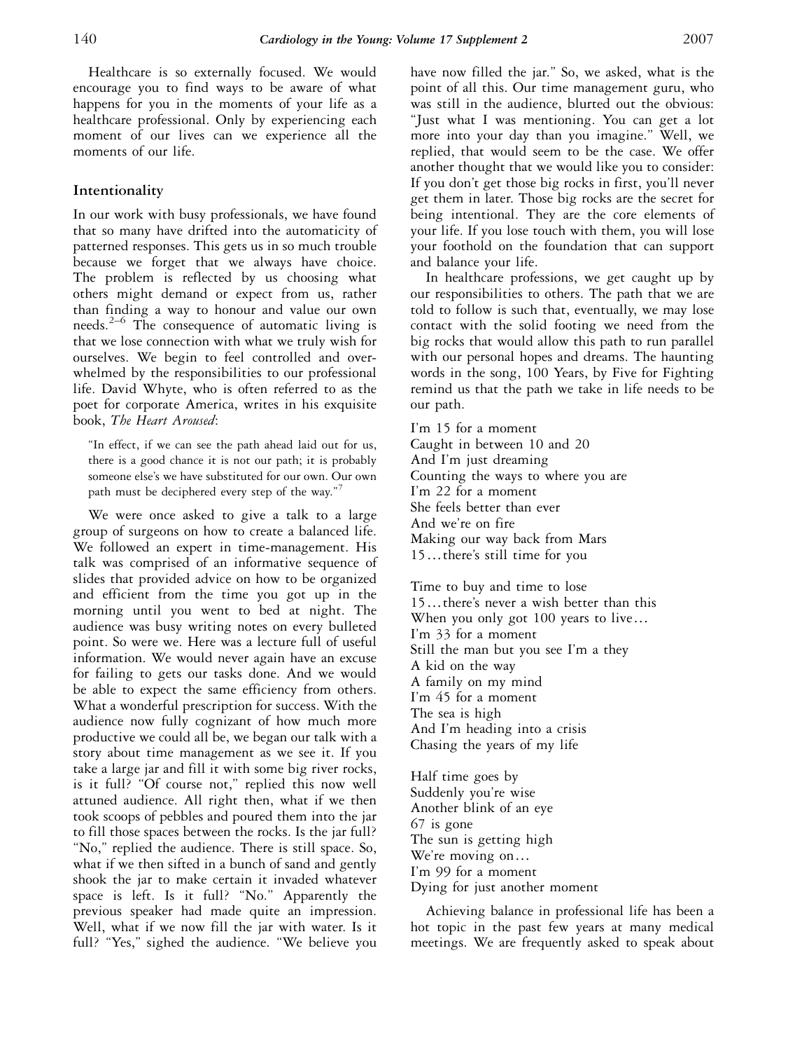Healthcare is so externally focused. We would encourage you to find ways to be aware of what happens for you in the moments of your life as a healthcare professional. Only by experiencing each moment of our lives can we experience all the moments of our life.

## Intentionality

In our work with busy professionals, we have found that so many have drifted into the automaticity of patterned responses. This gets us in so much trouble because we forget that we always have choice. The problem is reflected by us choosing what others might demand or expect from us, rather than finding a way to honour and value our own needs.[2–6] The consequence of automatic living is that we lose connection with what we truly wish for ourselves. We begin to feel controlled and overwhelmed by the responsibilities to our professional life. David Whyte, who is often referred to as the poet for corporate America, writes in his exquisite book, *The Heart Aroused*:

> "In effect, if we can see the path ahead laid out for us, there is a good chance it is not our path; it is probably someone else's we have substituted for our own. Our own path must be deciphered every step of the way."[7]

We were once asked to give a talk to a large group of surgeons on how to create a balanced life. We followed an expert in time-management. His talk was comprised of an informative sequence of slides that provided advice on how to be organized and efficient from the time you got up in the morning until you went to bed at night. The audience was busy writing notes on every bulleted point. So were we. Here was a lecture full of useful information. We would never again have an excuse for failing to gets our tasks done. And we would be able to expect the same efficiency from others. What a wonderful prescription for success. With the audience now fully cognizant of how much more productive we could all be, we began our talk with a story about time management as we see it. If you take a large jar and fill it with some big river rocks, is it full? "Of course not," replied this now well attuned audience. All right then, what if we then took scoops of pebbles and poured them into the jar to fill those spaces between the rocks. Is the jar full? "No," replied the audience. There is still space. So, what if we then sifted in a bunch of sand and gently shook the jar to make certain it invaded whatever space is left. Is it full? "No." Apparently the previous speaker had made quite an impression. Well, what if we now fill the jar with water. Is it full? "Yes," sighed the audience. "We believe you have now filled the jar." So, we asked, what is the point of all this. Our time management guru, who was still in the audience, blurted out the obvious: "Just what I was mentioning. You can get a lot more into your day than you imagine." Well, we replied, that would seem to be the case. We offer another thought that we would like you to consider: If you don't get those big rocks in first, you'll never get them in later. Those big rocks are the secret for being intentional. They are the core elements of your life. If you lose touch with them, you will lose your foothold on the foundation that can support and balance your life.

In healthcare professions, we get caught up by our responsibilities to others. The path that we are told to follow is such that, eventually, we may lose contact with the solid footing we need from the big rocks that would allow this path to run parallel with our personal hopes and dreams. The haunting words in the song, 100 Years, by Five for Fighting remind us that the path we take in life needs to be our path.

I'm 15 for a moment
Caught in between 10 and 20
And I'm just dreaming
Counting the ways to where you are
I'm 22 for a moment
She feels better than ever
And we're on fire
Making our way back from Mars
15…there's still time for you

Time to buy and time to lose
15…there's never a wish better than this
When you only got 100 years to live…
I'm 33 for a moment
Still the man but you see I'm a they
A kid on the way
A family on my mind
I'm 45 for a moment
The sea is high
And I'm heading into a crisis
Chasing the years of my life

Half time goes by
Suddenly you're wise
Another blink of an eye
67 is gone
The sun is getting high
We're moving on…
I'm 99 for a moment
Dying for just another moment

Achieving balance in professional life has been a hot topic in the past few years at many medical meetings. We are frequently asked to speak about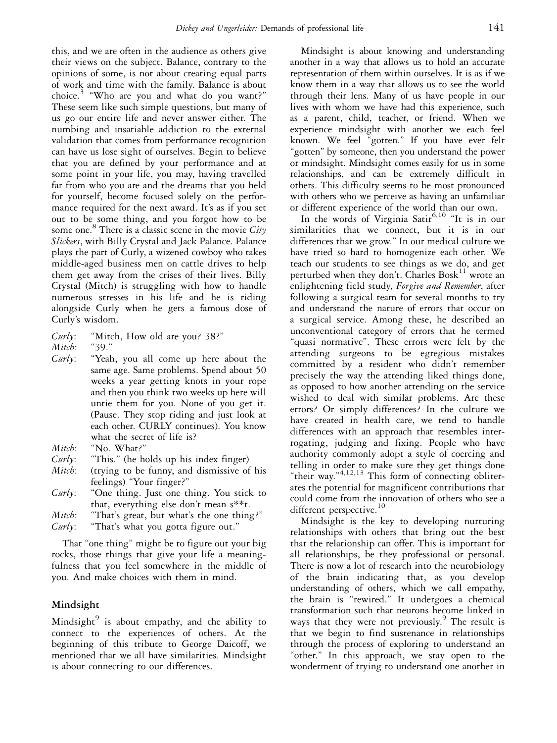this, and we are often in the audience as others give their views on the subject. Balance, contrary to the opinions of some, is not about creating equal parts of work and time with the family. Balance is about choice.[3] "Who are you and what do you want?" These seem like such simple questions, but many of us go our entire life and never answer either. The numbing and insatiable addiction to the external validation that comes from performance recognition can have us lose sight of ourselves. Begin to believe that you are defined by your performance and at some point in your life, you may, having travelled far from who you are and the dreams that you held for yourself, become focused solely on the performance required for the next award. It's as if you set out to be some thing, and you forgot how to be some one.[8] There is a classic scene in the movie *City Slickers*, with Billy Crystal and Jack Palance. Palance plays the part of Curly, a wizened cowboy who takes middle-aged business men on cattle drives to help them get away from the crises of their lives. Billy Crystal (Mitch) is struggling with how to handle numerous stresses in his life and he is riding alongside Curly when he gets a famous dose of Curly's wisdom.

*Curly*: "Mitch, How old are you? 38?"

*Mitch*: "39."

*Curly*: "Yeah, you all come up here about the same age. Same problems. Spend about 50 weeks a year getting knots in your rope and then you think two weeks up here will untie them for you. None of you get it. (Pause. They stop riding and just look at each other. CURLY continues). You know what the secret of life is?

*Mitch*: "No. What?"

*Curly*: "This." (he holds up his index finger)

*Mitch*: (trying to be funny, and dismissive of his feelings) "Your finger?"

*Curly*: "One thing. Just one thing. You stick to that, everything else don't mean s**t.

*Mitch*: "That's great, but what's the one thing?"

*Curly*: "That's what you gotta figure out."

That "one thing" might be to figure out your big rocks, those things that give your life a meaningfulness that you feel somewhere in the middle of you. And make choices with them in mind.

## Mindsight

Mindsight[9] is about empathy, and the ability to connect to the experiences of others. At the beginning of this tribute to George Daicoff, we mentioned that we all have similarities. Mindsight is about connecting to our differences.

Mindsight is about knowing and understanding another in a way that allows us to hold an accurate representation of them within ourselves. It is as if we know them in a way that allows us to see the world through their lens. Many of us have people in our lives with whom we have had this experience, such as a parent, child, teacher, or friend. When we experience mindsight with another we each feel known. We feel "gotten." If you have ever felt "gotten" by someone, then you understand the power or mindsight. Mindsight comes easily for us in some relationships, and can be extremely difficult in others. This difficulty seems to be most pronounced with others who we perceive as having an unfamiliar or different experience of the world than our own.

In the words of Virginia Satir[6,10] "It is in our similarities that we connect, but it is in our differences that we grow." In our medical culture we have tried so hard to homogenize each other. We teach our students to see things as we do, and get perturbed when they don't. Charles Bosk[11] wrote an enlightening field study, *Forgive and Remember*, after following a surgical team for several months to try and understand the nature of errors that occur on a surgical service. Among these, he described an unconventional category of errors that he termed "quasi normative". These errors were felt by the attending surgeons to be egregious mistakes committed by a resident who didn't remember precisely the way the attending liked things done, as opposed to how another attending on the service wished to deal with similar problems. Are these errors? Or simply differences? In the culture we have created in health care, we tend to handle differences with an approach that resembles interrogating, judging and fixing. People who have authority commonly adopt a style of coercing and telling in order to make sure they get things done "their way."[4,12,13] This form of connecting obliterates the potential for magnificent contributions that could come from the innovation of others who see a different perspective.[10]

Mindsight is the key to developing nurturing relationships with others that bring out the best that the relationship can offer. This is important for all relationships, be they professional or personal. There is now a lot of research into the neurobiology of the brain indicating that, as you develop understanding of others, which we call empathy, the brain is "rewired." It undergoes a chemical transformation such that neurons become linked in ways that they were not previously.[9] The result is that we begin to find sustenance in relationships through the process of exploring to understand an "other." In this approach, we stay open to the wonderment of trying to understand one another in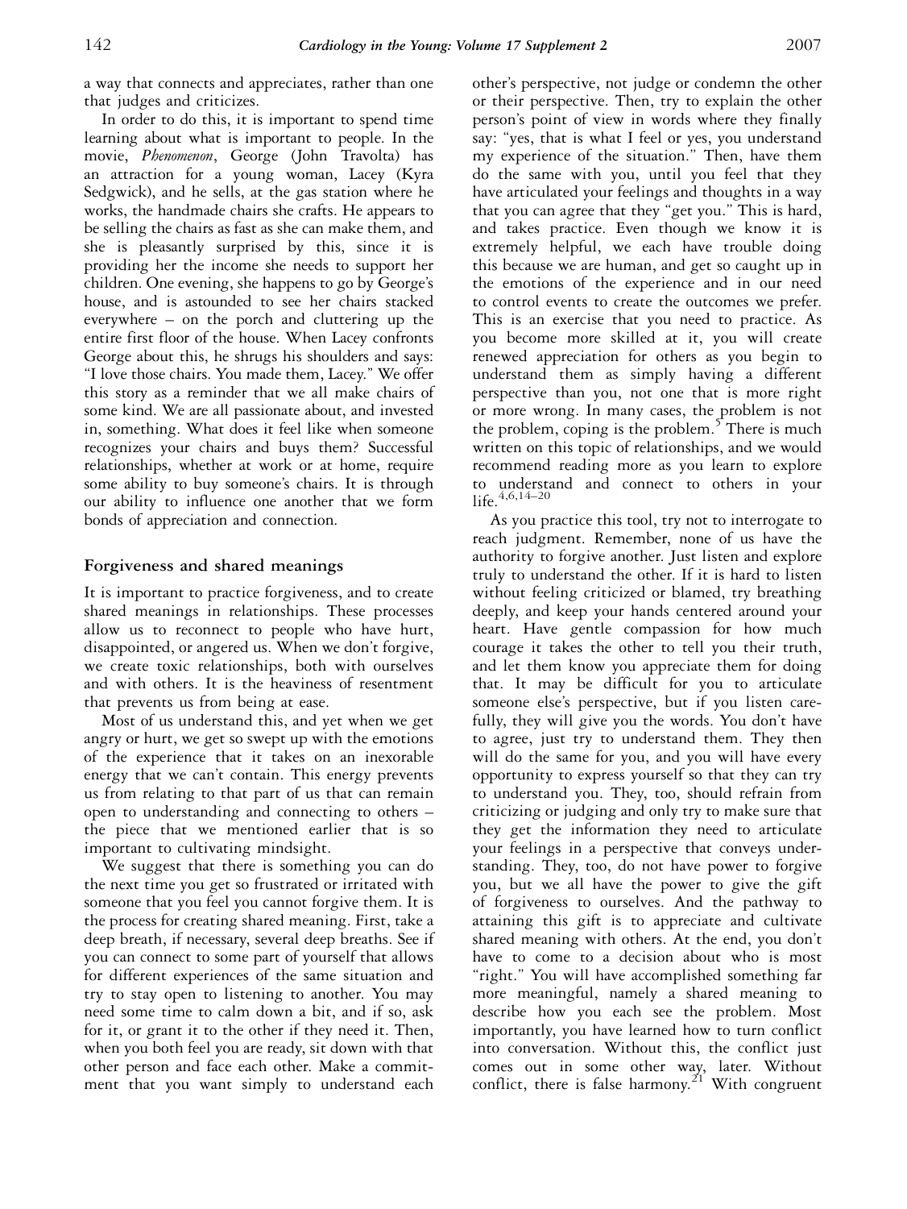a way that connects and appreciates, rather than one that judges and criticizes.

In order to do this, it is important to spend time learning about what is important to people. In the movie, *Phenomenon*, George (John Travolta) has an attraction for a young woman, Lacey (Kyra Sedgwick), and he sells, at the gas station where he works, the handmade chairs she crafts. He appears to be selling the chairs as fast as she can make them, and she is pleasantly surprised by this, since it is providing her the income she needs to support her children. One evening, she happens to go by George's house, and is astounded to see her chairs stacked everywhere – on the porch and cluttering up the entire first floor of the house. When Lacey confronts George about this, he shrugs his shoulders and says: "I love those chairs. You made them, Lacey." We offer this story as a reminder that we all make chairs of some kind. We are all passionate about, and invested in, something. What does it feel like when someone recognizes your chairs and buys them? Successful relationships, whether at work or at home, require some ability to buy someone's chairs. It is through our ability to influence one another that we form bonds of appreciation and connection.

## Forgiveness and shared meanings

It is important to practice forgiveness, and to create shared meanings in relationships. These processes allow us to reconnect to people who have hurt, disappointed, or angered us. When we don't forgive, we create toxic relationships, both with ourselves and with others. It is the heaviness of resentment that prevents us from being at ease.

Most of us understand this, and yet when we get angry or hurt, we get so swept up with the emotions of the experience that it takes on an inexorable energy that we can't contain. This energy prevents us from relating to that part of us that can remain open to understanding and connecting to others – the piece that we mentioned earlier that is so important to cultivating mindsight.

We suggest that there is something you can do the next time you get so frustrated or irritated with someone that you feel you cannot forgive them. It is the process for creating shared meaning. First, take a deep breath, if necessary, several deep breaths. See if you can connect to some part of yourself that allows for different experiences of the same situation and try to stay open to listening to another. You may need some time to calm down a bit, and if so, ask for it, or grant it to the other if they need it. Then, when you both feel you are ready, sit down with that other person and face each other. Make a commitment that you want simply to understand each other's perspective, not judge or condemn the other or their perspective. Then, try to explain the other person's point of view in words where they finally say: "yes, that is what I feel or yes, you understand my experience of the situation." Then, have them do the same with you, until you feel that they have articulated your feelings and thoughts in a way that you can agree that they "get you." This is hard, and takes practice. Even though we know it is extremely helpful, we each have trouble doing this because we are human, and get so caught up in the emotions of the experience and in our need to control events to create the outcomes we prefer. This is an exercise that you need to practice. As you become more skilled at it, you will create renewed appreciation for others as you begin to understand them as simply having a different perspective than you, not one that is more right or more wrong. In many cases, the problem is not the problem, coping is the problem.[5] There is much written on this topic of relationships, and we would recommend reading more as you learn to explore to understand and connect to others in your life.[4,6,14–20]

As you practice this tool, try not to interrogate to reach judgment. Remember, none of us have the authority to forgive another. Just listen and explore truly to understand the other. If it is hard to listen without feeling criticized or blamed, try breathing deeply, and keep your hands centered around your heart. Have gentle compassion for how much courage it takes the other to tell you their truth, and let them know you appreciate them for doing that. It may be difficult for you to articulate someone else's perspective, but if you listen carefully, they will give you the words. You don't have to agree, just try to understand them. They then will do the same for you, and you will have every opportunity to express yourself so that they can try to understand you. They, too, should refrain from criticizing or judging and only try to make sure that they get the information they need to articulate your feelings in a perspective that conveys understanding. They, too, do not have power to forgive you, but we all have the power to give the gift of forgiveness to ourselves. And the pathway to attaining this gift is to appreciate and cultivate shared meaning with others. At the end, you don't have to come to a decision about who is most "right." You will have accomplished something far more meaningful, namely a shared meaning to describe how you each see the problem. Most importantly, you have learned how to turn conflict into conversation. Without this, the conflict just comes out in some other way, later. Without conflict, there is false harmony.[21] With congruent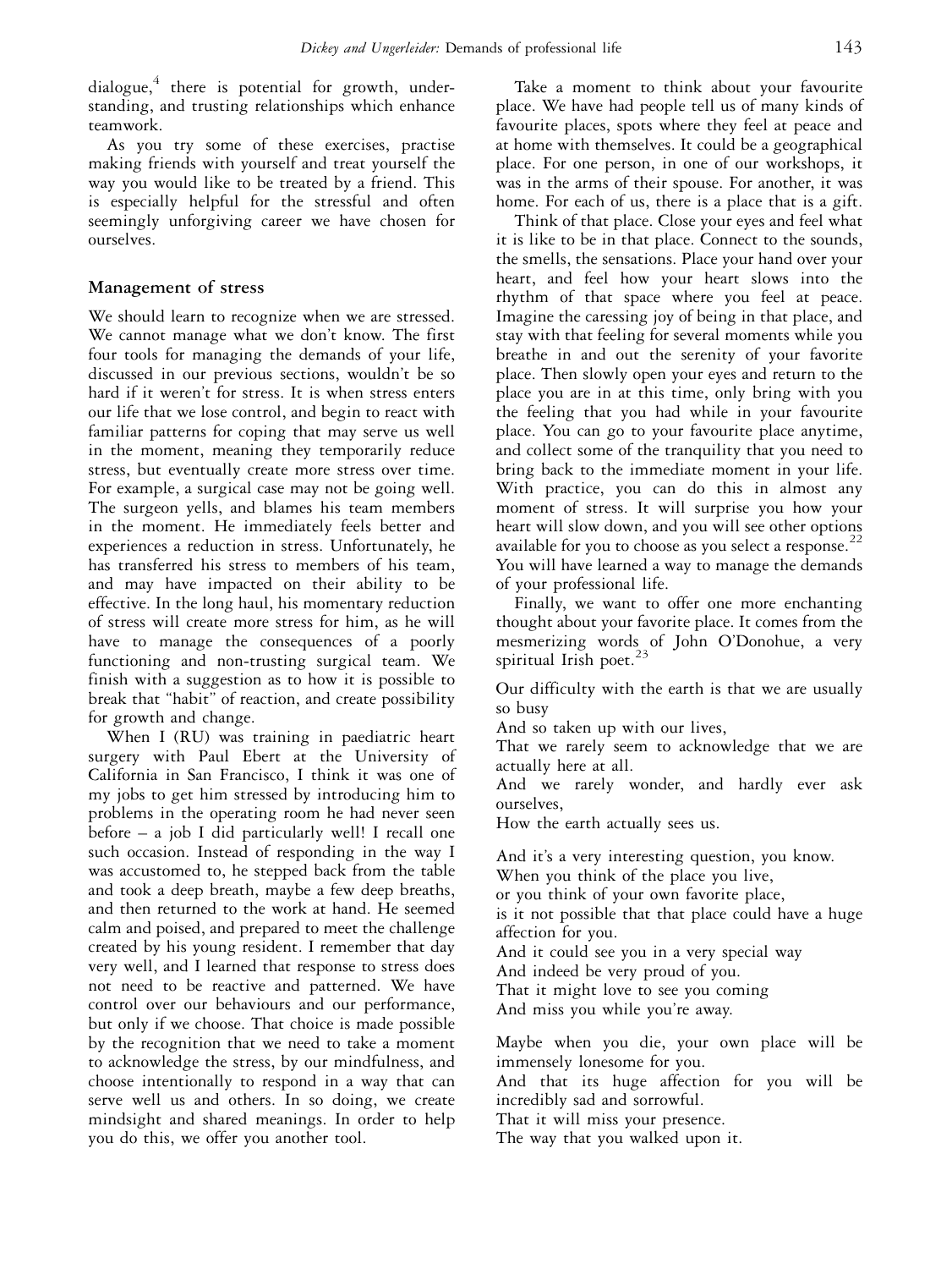dialogue,[4] there is potential for growth, understanding, and trusting relationships which enhance teamwork.

As you try some of these exercises, practise making friends with yourself and treat yourself the way you would like to be treated by a friend. This is especially helpful for the stressful and often seemingly unforgiving career we have chosen for ourselves.

## Management of stress

We should learn to recognize when we are stressed. We cannot manage what we don't know. The first four tools for managing the demands of your life, discussed in our previous sections, wouldn't be so hard if it weren't for stress. It is when stress enters our life that we lose control, and begin to react with familiar patterns for coping that may serve us well in the moment, meaning they temporarily reduce stress, but eventually create more stress over time. For example, a surgical case may not be going well. The surgeon yells, and blames his team members in the moment. He immediately feels better and experiences a reduction in stress. Unfortunately, he has transferred his stress to members of his team, and may have impacted on their ability to be effective. In the long haul, his momentary reduction of stress will create more stress for him, as he will have to manage the consequences of a poorly functioning and non-trusting surgical team. We finish with a suggestion as to how it is possible to break that "habit" of reaction, and create possibility for growth and change.

When I (RU) was training in paediatric heart surgery with Paul Ebert at the University of California in San Francisco, I think it was one of my jobs to get him stressed by introducing him to problems in the operating room he had never seen before – a job I did particularly well! I recall one such occasion. Instead of responding in the way I was accustomed to, he stepped back from the table and took a deep breath, maybe a few deep breaths, and then returned to the work at hand. He seemed calm and poised, and prepared to meet the challenge created by his young resident. I remember that day very well, and I learned that response to stress does not need to be reactive and patterned. We have control over our behaviours and our performance, but only if we choose. That choice is made possible by the recognition that we need to take a moment to acknowledge the stress, by our mindfulness, and choose intentionally to respond in a way that can serve well us and others. In so doing, we create mindsight and shared meanings. In order to help you do this, we offer you another tool.

Take a moment to think about your favourite place. We have had people tell us of many kinds of favourite places, spots where they feel at peace and at home with themselves. It could be a geographical place. For one person, in one of our workshops, it was in the arms of their spouse. For another, it was home. For each of us, there is a place that is a gift.

Think of that place. Close your eyes and feel what it is like to be in that place. Connect to the sounds, the smells, the sensations. Place your hand over your heart, and feel how your heart slows into the rhythm of that space where you feel at peace. Imagine the caressing joy of being in that place, and stay with that feeling for several moments while you breathe in and out the serenity of your favorite place. Then slowly open your eyes and return to the place you are in at this time, only bring with you the feeling that you had while in your favourite place. You can go to your favourite place anytime, and collect some of the tranquility that you need to bring back to the immediate moment in your life. With practice, you can do this in almost any moment of stress. It will surprise you how your heart will slow down, and you will see other options available for you to choose as you select a response.[22] You will have learned a way to manage the demands of your professional life.

Finally, we want to offer one more enchanting thought about your favorite place. It comes from the mesmerizing words of John O'Donohue, a very spiritual Irish poet.[23]

Our difficulty with the earth is that we are usually so busy
And so taken up with our lives,
That we rarely seem to acknowledge that we are actually here at all.
And we rarely wonder, and hardly ever ask ourselves,
How the earth actually sees us.

And it's a very interesting question, you know.
When you think of the place you live,
or you think of your own favorite place,
is it not possible that that place could have a huge affection for you.
And it could see you in a very special way
And indeed be very proud of you.
That it might love to see you coming
And miss you while you're away.

Maybe when you die, your own place will be immensely lonesome for you.
And that its huge affection for you will be incredibly sad and sorrowful.
That it will miss your presence.
The way that you walked upon it.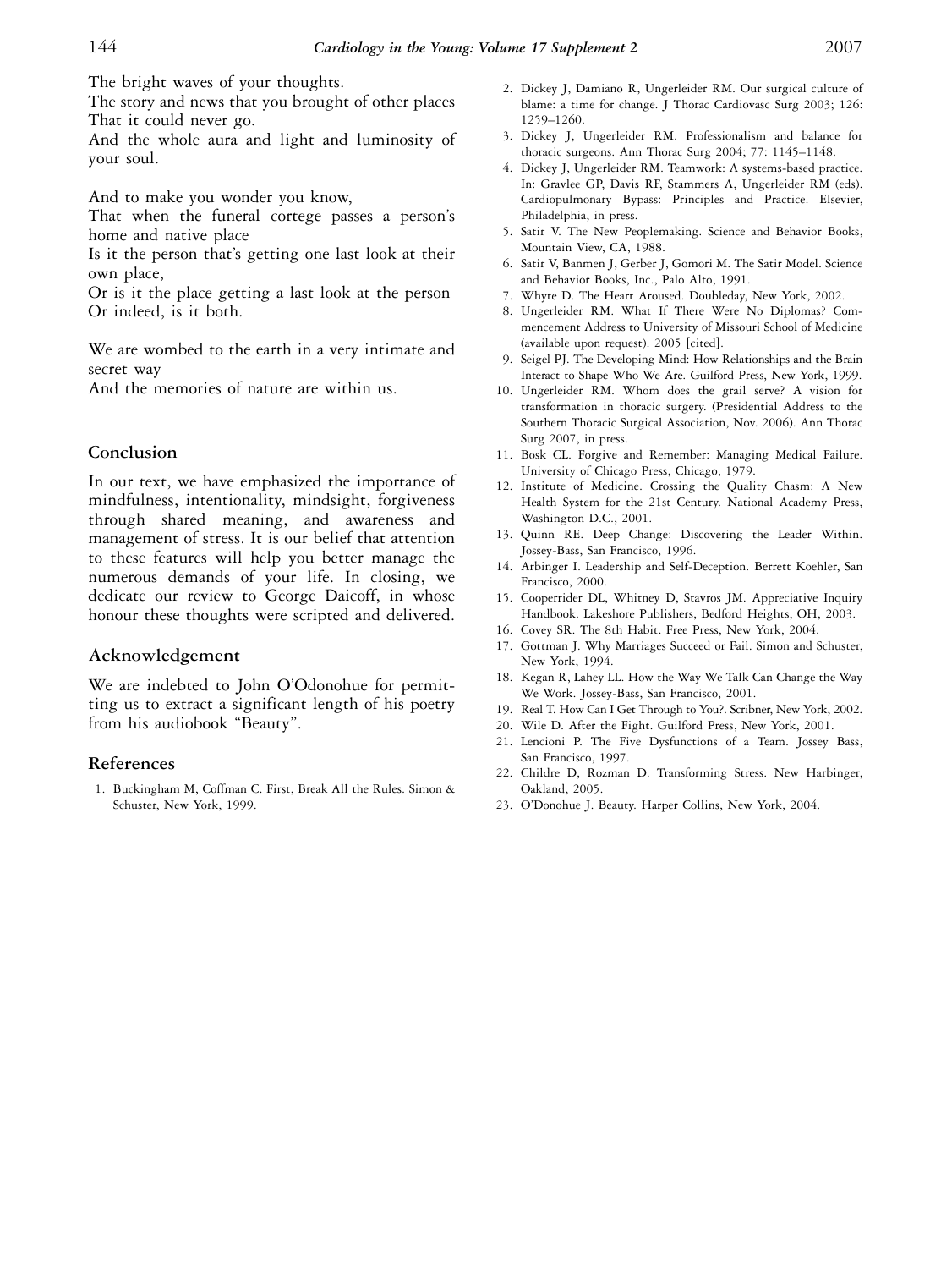The bright waves of your thoughts.
The story and news that you brought of other places
That it could never go.
And the whole aura and light and luminosity of your soul.

And to make you wonder you know,
That when the funeral cortege passes a person's home and native place
Is it the person that's getting one last look at their own place,
Or is it the place getting a last look at the person
Or indeed, is it both.

We are wombed to the earth in a very intimate and secret way
And the memories of nature are within us.

## Conclusion

In our text, we have emphasized the importance of mindfulness, intentionality, mindsight, forgiveness through shared meaning, and awareness and management of stress. It is our belief that attention to these features will help you better manage the numerous demands of your life. In closing, we dedicate our review to George Daicoff, in whose honour these thoughts were scripted and delivered.

## Acknowledgement

We are indebted to John O'Odonohue for permitting us to extract a significant length of his poetry from his audiobook "Beauty".

## References

1. Buckingham M, Coffman C. First, Break All the Rules. Simon & Schuster, New York, 1999.
2. Dickey J, Damiano R, Ungerleider RM. Our surgical culture of blame: a time for change. J Thorac Cardiovasc Surg 2003; 126: 1259–1260.
3. Dickey J, Ungerleider RM. Professionalism and balance for thoracic surgeons. Ann Thorac Surg 2004; 77: 1145–1148.
4. Dickey J, Ungerleider RM. Teamwork: A systems-based practice. In: Gravlee GP, Davis RF, Stammers A, Ungerleider RM (eds). Cardiopulmonary Bypass: Principles and Practice. Elsevier, Philadelphia, in press.
5. Satir V. The New Peoplemaking. Science and Behavior Books, Mountain View, CA, 1988.
6. Satir V, Banmen J, Gerber J, Gomori M. The Satir Model. Science and Behavior Books, Inc., Palo Alto, 1991.
7. Whyte D. The Heart Aroused. Doubleday, New York, 2002.
8. Ungerleider RM. What If There Were No Diplomas? Commencement Address to University of Missouri School of Medicine (available upon request). 2005 [cited].
9. Seigel PJ. The Developing Mind: How Relationships and the Brain Interact to Shape Who We Are. Guilford Press, New York, 1999.
10. Ungerleider RM. Whom does the grail serve? A vision for transformation in thoracic surgery. (Presidential Address to the Southern Thoracic Surgical Association, Nov. 2006). Ann Thorac Surg 2007, in press.
11. Bosk CL. Forgive and Remember: Managing Medical Failure. University of Chicago Press, Chicago, 1979.
12. Institute of Medicine. Crossing the Quality Chasm: A New Health System for the 21st Century. National Academy Press, Washington D.C., 2001.
13. Quinn RE. Deep Change: Discovering the Leader Within. Jossey-Bass, San Francisco, 1996.
14. Arbinger I. Leadership and Self-Deception. Berrett Koehler, San Francisco, 2000.
15. Cooperrider DL, Whitney D, Stavros JM. Appreciative Inquiry Handbook. Lakeshore Publishers, Bedford Heights, OH, 2003.
16. Covey SR. The 8th Habit. Free Press, New York, 2004.
17. Gottman J. Why Marriages Succeed or Fail. Simon and Schuster, New York, 1994.
18. Kegan R, Lahey LL. How the Way We Talk Can Change the Way We Work. Jossey-Bass, San Francisco, 2001.
19. Real T. How Can I Get Through to You?. Scribner, New York, 2002.
20. Wile D. After the Fight. Guilford Press, New York, 2001.
21. Lencioni P. The Five Dysfunctions of a Team. Jossey Bass, San Francisco, 1997.
22. Childre D, Rozman D. Transforming Stress. New Harbinger, Oakland, 2005.
23. O'Donohue J. Beauty. Harper Collins, New York, 2004.